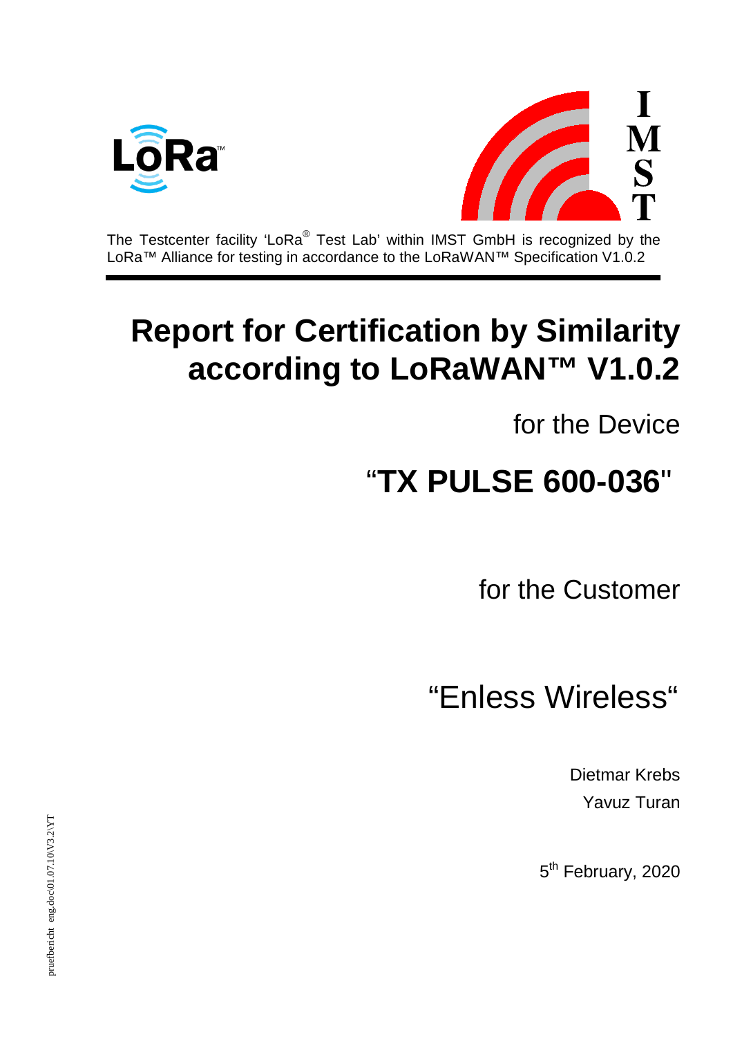The Testcenter facility 'LoRa® Test Lab' within IMST GmbH is recognized by the LoRa™ Alliance for testing in accordance to the LoRaWAN™ Specification V1.0.2

# Report for Certification by Similarity according to LoRaWAN™ V1.0.2

for the Device

## "TX PULSE 600-036"

for the Customer

## "Enless Wireless"

Dietmar Krebs

Yavuz Turan

5th February, 2020

pruefbericht_eng.doc\01.07.10\V3.2\YT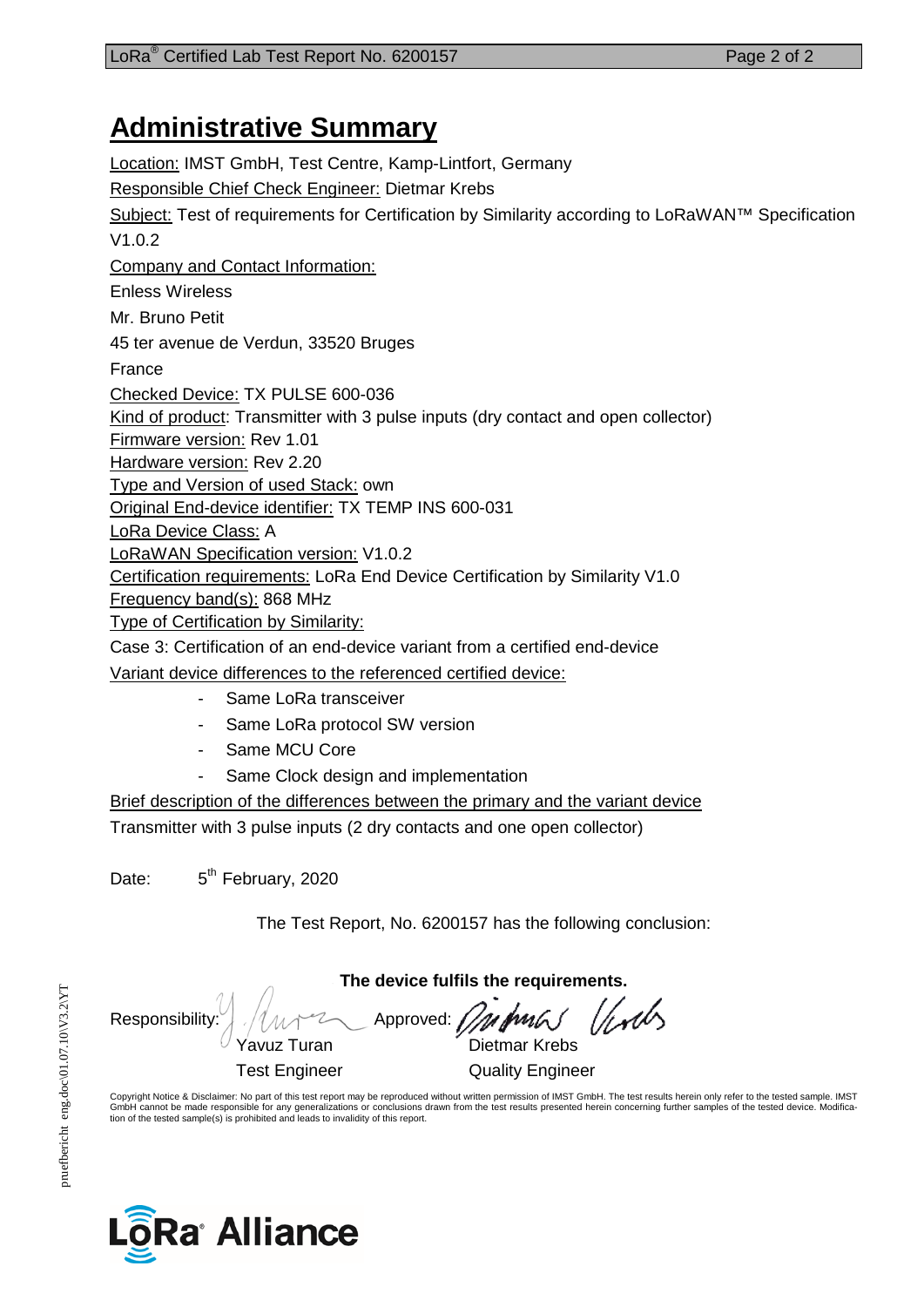# Administrative Summary

Location: IMST GmbH, Test Centre, Kamp-Lintfort, Germany

Responsible Chief Check Engineer: Dietmar Krebs

Subject: Test of requirements for Certification by Similarity according to LoRaWAN™ Specification V1.0.2

Company and Contact Information:

Enless Wireless

Mr. Bruno Petit

45 ter avenue de Verdun, 33520 Bruges

France

Checked Device: TX PULSE 600-036

Kind of product: Transmitter with 3 pulse inputs (dry contact and open collector)

Firmware version: Rev 1.01

Hardware version: Rev 2.20

Type and Version of used Stack: own

Original End-device identifier: TX TEMP INS 600-031

LoRa Device Class: A

LoRaWAN Specification version: V1.0.2

Certification requirements: LoRa End Device Certification by Similarity V1.0

Frequency band(s): 868 MHz

Type of Certification by Similarity:

Case 3: Certification of an end-device variant from a certified end-device

Variant device differences to the referenced certified device:

- Same LoRa transceiver
- Same LoRa protocol SW version
- Same MCU Core
- Same Clock design and implementation

Brief description of the differences between the primary and the variant device

Transmitter with 3 pulse inputs (2 dry contacts and one open collector)

Date: 5th February, 2020

The Test Report, No. 6200157 has the following conclusion:

**The device fulfils the requirements.**

Responsibility: Yavuz Turan, Test Engineer

Approved: Dietmar Krebs, Quality Engineer

Copyright Notice & Disclaimer: No part of this test report may be reproduced without written permission of IMST GmbH. The test results herein only refer to the tested sample. IMST GmbH cannot be made responsible for any generalizations or conclusions drawn from the test results presented herein concerning further samples of the tested device. Modification of the tested sample(s) is prohibited and leads to invalidity of this report.

pruefbericht eng.doc\01.07.10\V3.2\YT

LoRa Alliance